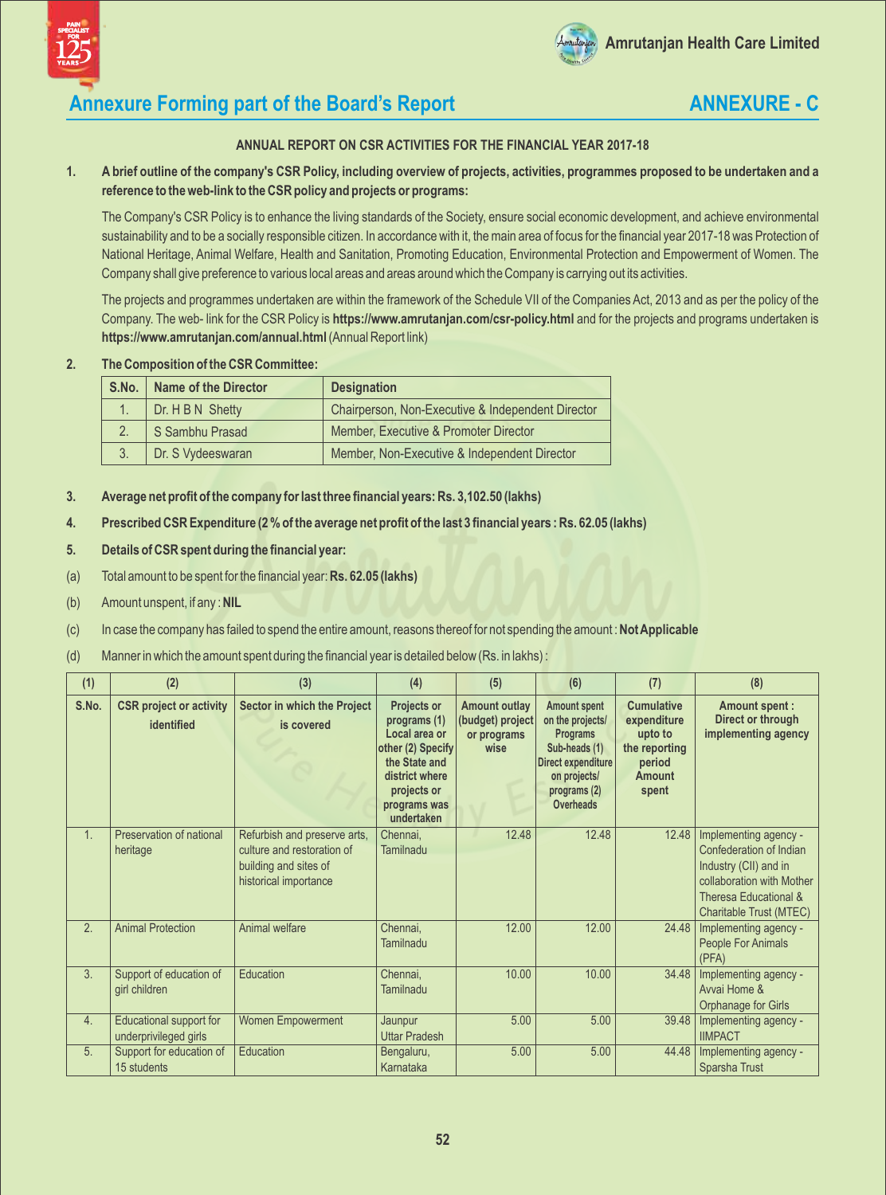## Annexure Forming part of the Board's Report

## ANNEXURE - C

### ANNUAL REPORT ON CSR ACTIVITIES FOR THE FINANCIAL YEAR 2017-18

**1. A brief outline of the company's CSR Policy, including overview of projects, activities, programmes proposed to be undertaken and a reference to the web-link to the CSR policy and projects or programs:**

The Company's CSR Policy is to enhance the living standards of the Society, ensure social economic development, and achieve environmental sustainability and to be a socially responsible citizen. In accordance with it, the main area of focus for the financial year 2017-18 was Protection of National Heritage, Animal Welfare, Health and Sanitation, Promoting Education, Environmental Protection and Empowerment of Women. The Company shall give preference to various local areas and areas around which the Company is carrying out its activities.

The projects and programmes undertaken are within the framework of the Schedule VII of the Companies Act, 2013 and as per the policy of the Company. The web- link for the CSR Policy is **https://www.amrutanjan.com/csr-policy.html** and for the projects and programs undertaken is **https://www.amrutanjan.com/annual.html** (Annual Report link)

**2. The Composition of the CSR Committee:**

| S.No. | Name of the Director | Designation |
|---|---|---|
| 1. | Dr. H B N Shetty | Chairperson, Non-Executive & Independent Director |
| 2. | S Sambhu Prasad | Member, Executive & Promoter Director |
| 3. | Dr. S Vydeeswaran | Member, Non-Executive & Independent Director |

**3. Average net profit of the company for last three financial years: Rs. 3,102.50 (lakhs)**

**4. Prescribed CSR Expenditure (2 % of the average net profit of the last 3 financial years : Rs. 62.05 (lakhs)**

**5. Details of CSR spent during the financial year:**

(a) Total amount to be spent for the financial year: **Rs. 62.05 (lakhs)**

(b) Amount unspent, if any : **NIL**

(c) In case the company has failed to spend the entire amount, reasons thereof for not spending the amount : **Not Applicable**

(d) Manner in which the amount spent during the financial year is detailed below (Rs. in lakhs) :

| (1) | (2) | (3) | (4) | (5) | (6) | (7) | (8) |
|---|---|---|---|---|---|---|---|
| S.No. | CSR project or activity identified | Sector in which the Project is covered | Projects or programs (1) Local area or other (2) Specify the State and district where projects or programs was undertaken | Amount outlay (budget) project or programs wise | Amount spent on the projects/ Programs Sub-heads (1) Direct expenditure on projects/ programs (2) Overheads | Cumulative expenditure upto to the reporting period Amount spent | Amount spent : Direct or through implementing agency |
| 1. | Preservation of national heritage | Refurbish and preserve arts, culture and restoration of building and sites of historical importance | Chennai, Tamilnadu | 12.48 | 12.48 | 12.48 | Implementing agency - Confederation of Indian Industry (CII) and in collaboration with Mother Theresa Educational & Charitable Trust (MTEC) |
| 2. | Animal Protection | Animal welfare | Chennai, Tamilnadu | 12.00 | 12.00 | 24.48 | Implementing agency - People For Animals (PFA) |
| 3. | Support of education of girl children | Education | Chennai, Tamilnadu | 10.00 | 10.00 | 34.48 | Implementing agency - Avvai Home & Orphanage for Girls |
| 4. | Educational support for underprivileged girls | Women Empowerment | Jaunpur Uttar Pradesh | 5.00 | 5.00 | 39.48 | Implementing agency - IIMPACT |
| 5. | Support for education of 15 students | Education | Bengaluru, Karnataka | 5.00 | 5.00 | 44.48 | Implementing agency - Sparsha Trust |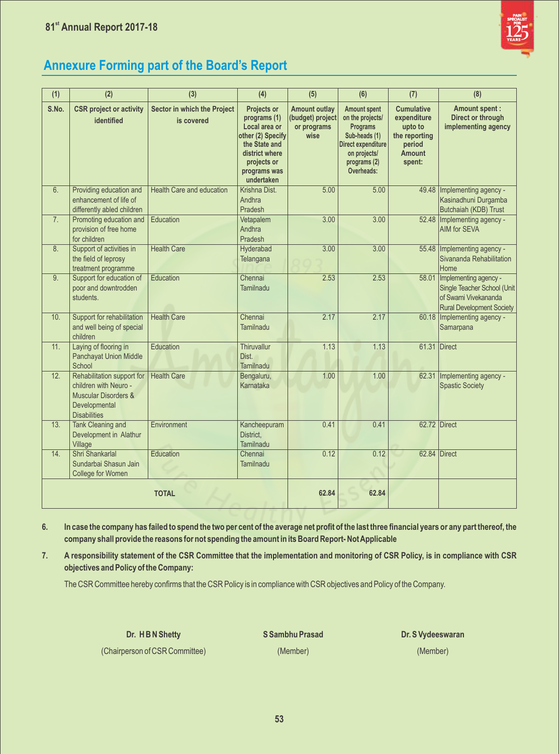## Annexure Forming part of the Board's Report

| (1) | (2) | (3) | (4) | (5) | (6) | (7) | (8) |
|---|---|---|---|---|---|---|---|
| S.No. | CSR project or activity identified | Sector in which the Project is covered | Projects or programs (1) Local area or other (2) Specify the State and district where projects or programs was undertaken | Amount outlay (budget) project or programs wise | Amount spent on the projects/ Programs Sub-heads (1) Direct expenditure on projects/ programs (2) Overheads: | Cumulative expenditure upto to the reporting period Amount spent: | Amount spent : Direct or through implementing agency |
| 6. | Providing education and enhancement of life of differently abled children | Health Care and education | Krishna Dist. Andhra Pradesh | 5.00 | 5.00 | 49.48 | Implementing agency - Kasinadhuni Durgamba Butchaiah (KDB) Trust |
| 7. | Promoting education and provision of free home for children | Education | Vetapalem Andhra Pradesh | 3.00 | 3.00 | 52.48 | Implementing agency - AIM for SEVA |
| 8. | Support of activities in the field of leprosy treatment programme | Health Care | Hyderabad Telangana | 3.00 | 3.00 | 55.48 | Implementing agency - Sivananda Rehabilitation Home |
| 9. | Support for education of poor and downtrodden students. | Education | Chennai Tamilnadu | 2.53 | 2.53 | 58.01 | Implementing agency - Single Teacher School (Unit of Swami Vivekananda Rural Development Society |
| 10. | Support for rehabilitation and well being of special children | Health Care | Chennai Tamilnadu | 2.17 | 2.17 | 60.18 | Implementing agency - Samarpana |
| 11. | Laying of flooring in Panchayat Union Middle School | Education | Thiruvallur Dist. Tamilnadu | 1.13 | 1.13 | 61.31 | Direct |
| 12. | Rehabilitation support for children with Neuro - Muscular Disorders & Developmental Disabilities | Health Care | Bengaluru, Karnataka | 1.00 | 1.00 | 62.31 | Implementing agency - Spastic Society |
| 13. | Tank Cleaning and Development in Alathur Village | Environment | Kancheepuram District, Tamilnadu | 0.41 | 0.41 | 62.72 | Direct |
| 14. | Shri Shankarlal Sundarbai Shasun Jain College for Women | Education | Chennai Tamilnadu | 0.12 | 0.12 | 62.84 | Direct |
| | **TOTAL** | | | **62.84** | **62.84** | | |

6. **In case the company has failed to spend the two per cent of the average net profit of the last three financial years or any part thereof, the company shall provide the reasons for not spending the amount in its Board Report- Not Applicable**

7. **A responsibility statement of the CSR Committee that the implementation and monitoring of CSR Policy, is in compliance with CSR objectives and Policy of the Company:**

   The CSR Committee hereby confirms that the CSR Policy is in compliance with CSR objectives and Policy of the Company.

| **Dr. H B N Shetty** | **S Sambhu Prasad** | **Dr. S Vydeeswaran** |
|---|---|---|
| (Chairperson of CSR Committee) | (Member) | (Member) |